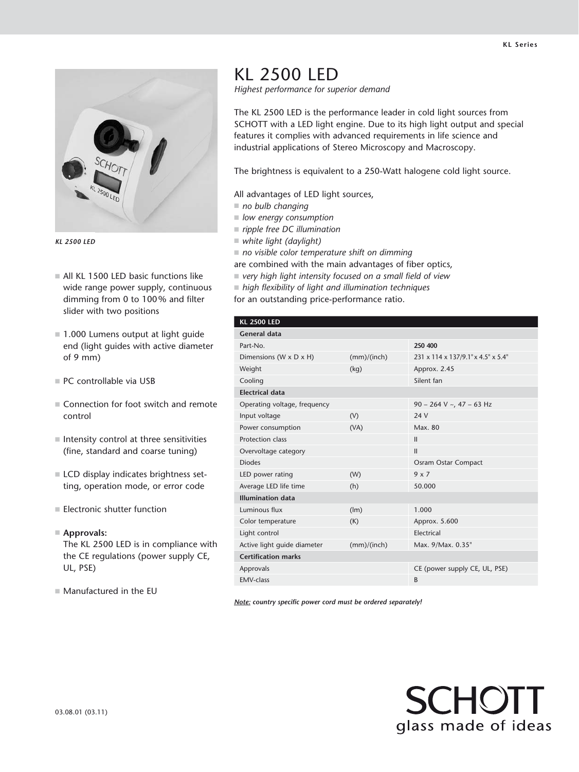# KL 2500 LED

*Highest performance for superior demand*

The KL 2500 LED is the performance leader in cold light sources from SCHOTT with a LED light engine. Due to its high light output and special features it complies with advanced requirements in life science and industrial applications of Stereo Microscopy and Macroscopy.

The brightness is equivalent to a 250-Watt halogene cold light source.

All advantages of LED light sources,

- *no bulb changing*
- *low energy consumption*
- *ripple free DC illumination*
- *white light (daylight)*
- *no visible color temperature shift on dimming*

are combined with the main advantages of fiber optics,

- *very high light intensity focused on a small field of view*
- *high flexibility of light and illumination techniques*

for an outstanding price-performance ratio.

*KL 2500 LED*

- All KL 1500 LED basic functions like wide range power supply, continuous dimming from 0 to 100% and filter slider with two positions
- 1.000 Lumens output at light guide end (light guides with active diameter of 9 mm)
- PC controllable via USB
- Connection for foot switch and remote control
- Intensity control at three sensitivities (fine, standard and coarse tuning)
- LCD display indicates brightness setting, operation mode, or error code
- Electronic shutter function
- **Approvals:**
  The KL 2500 LED is in compliance with the CE regulations (power supply CE, UL, PSE)
- Manufactured in the EU

| KL 2500 LED | | |
|---|---|---|
| **General data** | | |
| Part-No. | | **250 400** |
| Dimensions (W x D x H) | (mm)/(inch) | 231 x 114 x 137/9.1" x 4.5" x 5.4" |
| Weight | (kg) | Approx. 2.45 |
| Cooling | | Silent fan |
| **Electrical data** | | |
| Operating voltage, frequency | | 90 – 264 V ~, 47 – 63 Hz |
| Input voltage | (V) | 24 V |
| Power consumption | (VA) | Max. 80 |
| Protection class | | II |
| Overvoltage category | | II |
| Diodes | | Osram Ostar Compact |
| LED power rating | (W) | 9 x 7 |
| Average LED life time | (h) | 50.000 |
| **Illumination data** | | |
| Luminous flux | (lm) | 1.000 |
| Color temperature | (K) | Approx. 5.600 |
| Light control | | Electrical |
| Active light guide diameter | (mm)/(inch) | Max. 9/Max. 0.35" |
| **Certification marks** | | |
| Approvals | | CE (power supply CE, UL, PSE) |
| EMV-class | | B |

***Note:** country specific power cord must be ordered separately!*

03.08.01 (03.11)

SCHOTT
glass made of ideas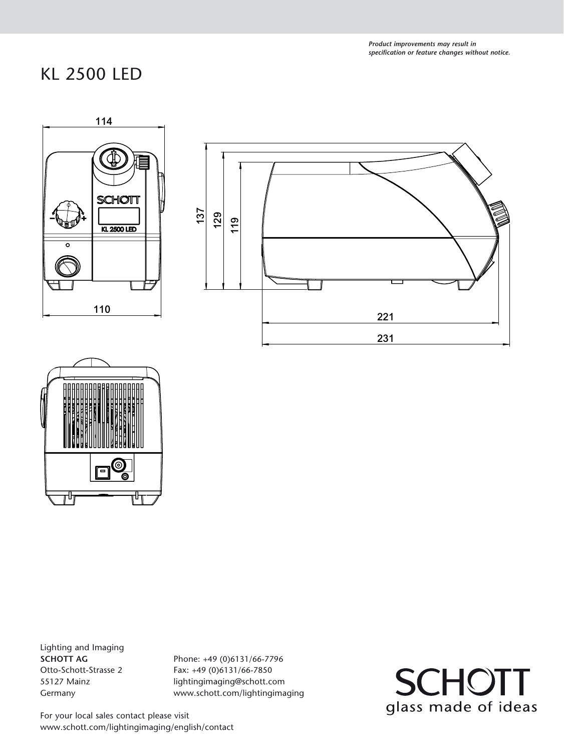*Product improvements may result in specification or feature changes without notice.*

# KL 2500 LED

114

110

137

129

119

221

231

Lighting and Imaging
**SCHOTT AG**
Otto-Schott-Strasse 2
55127 Mainz
Germany

Phone: +49 (0)6131/66-7796
Fax: +49 (0)6131/66-7850
lightingimaging@schott.com
www.schott.com/lightingimaging

For your local sales contact please visit
www.schott.com/lightingimaging/english/contact

SCHOTT
glass made of ideas